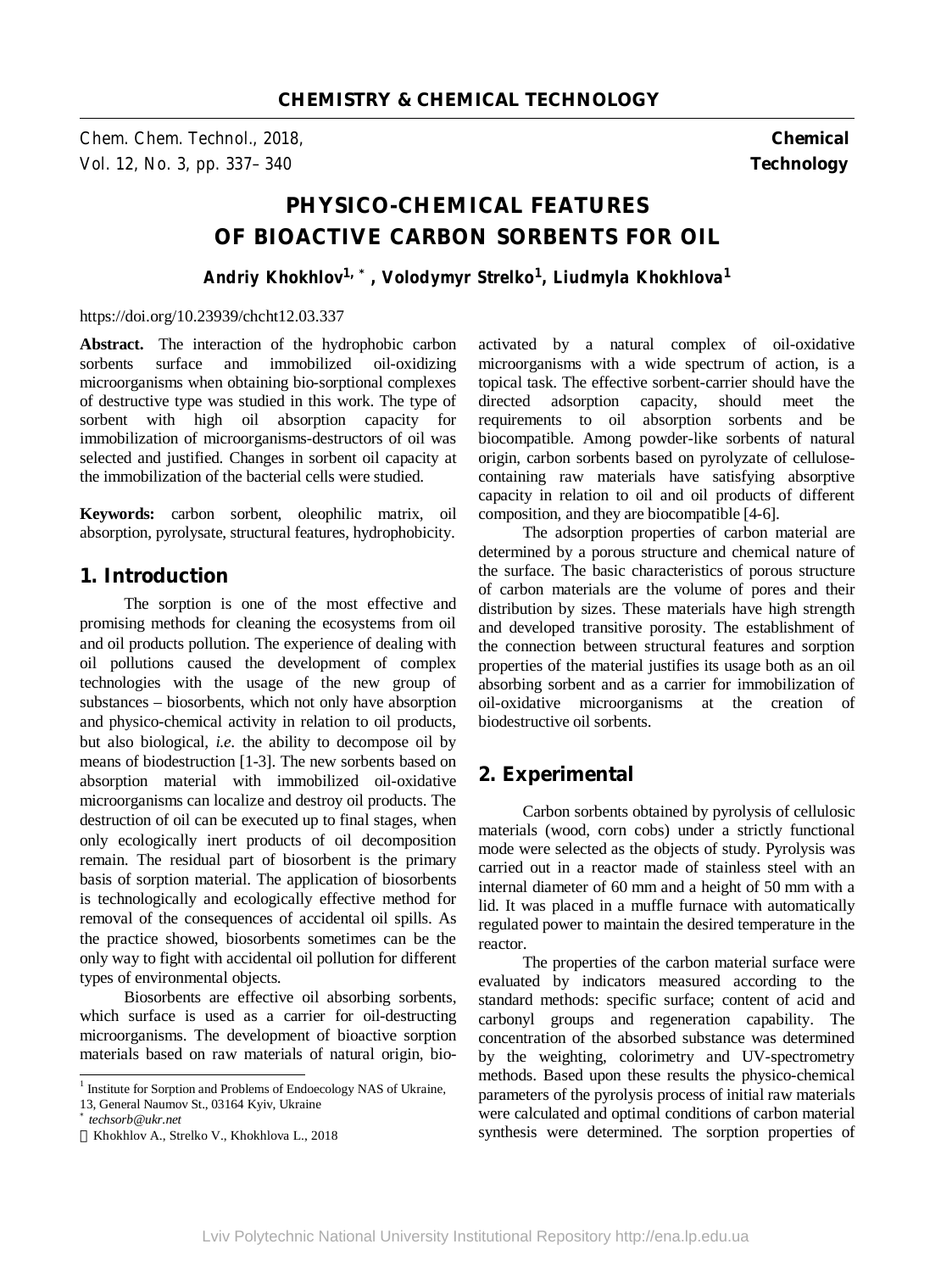# PHYSICO-CHEMICAL FEATURES OF BIOACTIVE CARBON SORBENTS FOR OIL

**Andriy Khokhlov[1, *], Volodymyr Strelko[1], Liudmyla Khokhlova[1]**

https://doi.org/10.23939/chcht12.03.337

**Abstract.** The interaction of the hydrophobic carbon sorbents surface and immobilized oil-oxidizing microorganisms when obtaining bio-sorptional complexes of destructive type was studied in this work. The type of sorbent with high oil absorption capacity for immobilization of microorganisms-destructors of oil was selected and justified. Changes in sorbent oil capacity at the immobilization of the bacterial cells were studied.

**Keywords:** carbon sorbent, oleophilic matrix, oil absorption, pyrolysate, structural features, hydrophobicity.

## 1. Introduction

The sorption is one of the most effective and promising methods for cleaning the ecosystems from oil and oil products pollution. The experience of dealing with oil pollutions caused the development of complex technologies with the usage of the new group of substances – biosorbents, which not only have absorption and physico-chemical activity in relation to oil products, but also biological, *i.e.* the ability to decompose oil by means of biodestruction [1-3]. The new sorbents based on absorption material with immobilized oil-oxidative microorganisms can localize and destroy oil products. The destruction of oil can be executed up to final stages, when only ecologically inert products of oil decomposition remain. The residual part of biosorbent is the primary basis of sorption material. The application of biosorbents is technologically and ecologically effective method for removal of the consequences of accidental oil spills. As the practice showed, biosorbents sometimes can be the only way to fight with accidental oil pollution for different types of environmental objects.

Biosorbents are effective oil absorbing sorbents, which surface is used as a carrier for oil-destructing microorganisms. The development of bioactive sorption materials based on raw materials of natural origin, bio-activated by a natural complex of oil-oxidative microorganisms with a wide spectrum of action, is a topical task. The effective sorbent-carrier should have the directed adsorption capacity, should meet the requirements to oil absorption sorbents and be biocompatible. Among powder-like sorbents of natural origin, carbon sorbents based on pyrolyzate of cellulose-containing raw materials have satisfying absorptive capacity in relation to oil and oil products of different composition, and they are biocompatible [4-6].

The adsorption properties of carbon material are determined by a porous structure and chemical nature of the surface. The basic characteristics of porous structure of carbon materials are the volume of pores and their distribution by sizes. These materials have high strength and developed transitive porosity. The establishment of the connection between structural features and sorption properties of the material justifies its usage both as an oil absorbing sorbent and as a carrier for immobilization of oil-oxidative microorganisms at the creation of biodestructive oil sorbents.

## 2. Experimental

Carbon sorbents obtained by pyrolysis of cellulosic materials (wood, corn cobs) under a strictly functional mode were selected as the objects of study. Pyrolysis was carried out in a reactor made of stainless steel with an internal diameter of 60 mm and a height of 50 mm with a lid. It was placed in a muffle furnace with automatically regulated power to maintain the desired temperature in the reactor.

The properties of the carbon material surface were evaluated by indicators measured according to the standard methods: specific surface; content of acid and carbonyl groups and regeneration capability. The concentration of the absorbed substance was determined by the weighting, colorimetry and UV-spectrometry methods. Based upon these results the physico-chemical parameters of the pyrolysis process of initial raw materials were calculated and optimal conditions of carbon material synthesis were determined. The sorption properties of

---

[1] Institute for Sorption and Problems of Endoecology NAS of Ukraine, 13, General Naumov St., 03164 Kyiv, Ukraine

[*] *techsorb@ukr.net*

© Khokhlov A., Strelko V., Khokhlova L., 2018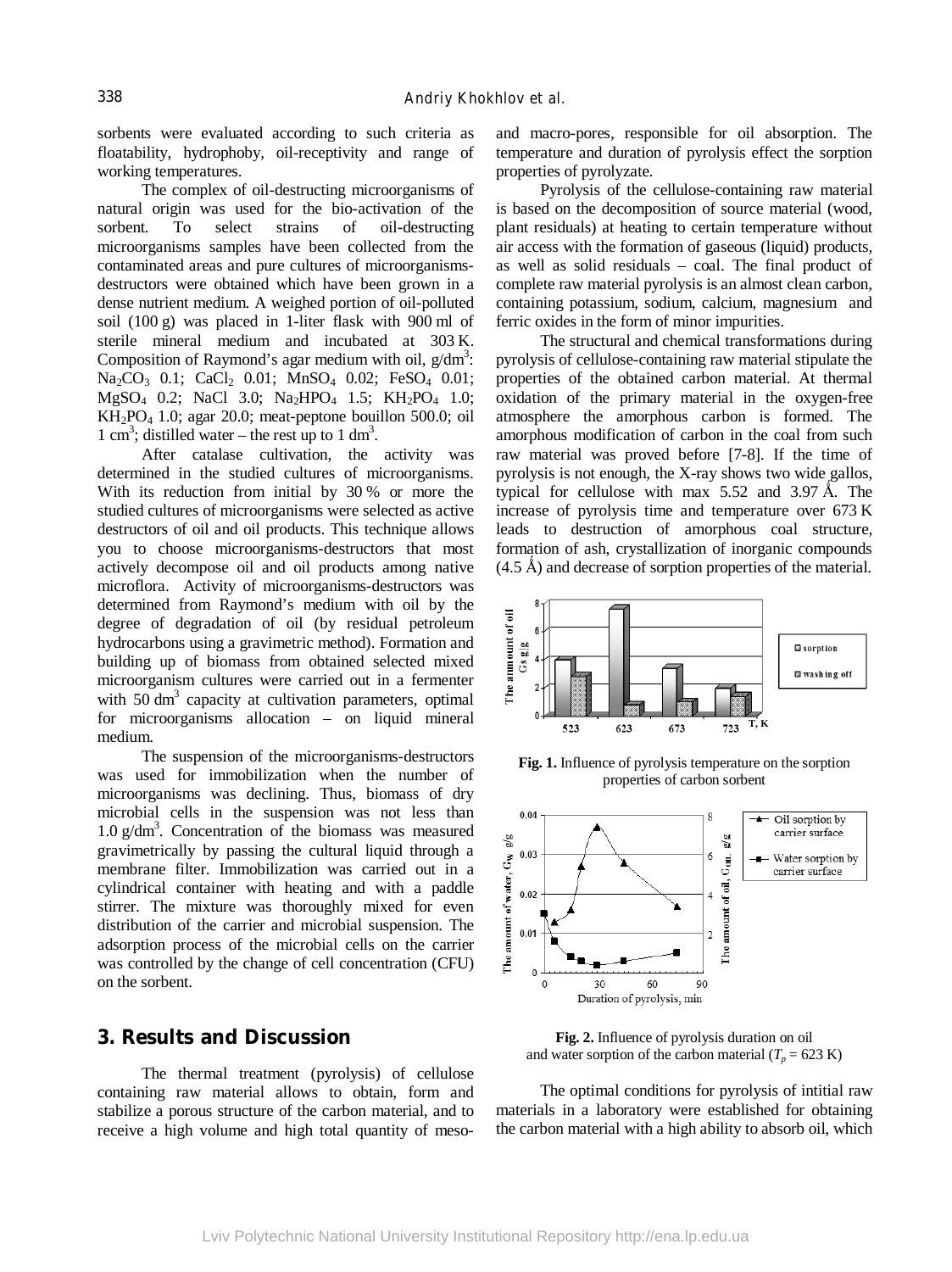sorbents were evaluated according to such criteria as floatability, hydrophoby, oil-receptivity and range of working temperatures.

The complex of oil-destructing microorganisms of natural origin was used for the bio-activation of the sorbent. To select strains of oil-destructing microorganisms samples have been collected from the contaminated areas and pure cultures of microorganisms-destructors were obtained which have been grown in a dense nutrient medium. A weighed portion of oil-polluted soil (100 g) was placed in 1-liter flask with 900 ml of sterile mineral medium and incubated at 303 K. Composition of Raymond's agar medium with oil, g/dm$^3$: $Na_2CO_3$ 0.1; $CaCl_2$ 0.01; $MnSO_4$ 0.02; $FeSO_4$ 0.01; $MgSO_4$ 0.2; NaCl 3.0; $Na_2HPO_4$ 1.5; $KH_2PO_4$ 1.0; $KH_2PO_4$ 1.0; agar 20.0; meat-peptone bouillon 500.0; oil 1 cm$^3$; distilled water – the rest up to 1 dm$^3$.

After catalase cultivation, the activity was determined in the studied cultures of microorganisms. With its reduction from initial by 30 % or more the studied cultures of microorganisms were selected as active destructors of oil and oil products. This technique allows you to choose microorganisms-destructors that most actively decompose oil and oil products among native microflora. Activity of microorganisms-destructors was determined from Raymond's medium with oil by the degree of degradation of oil (by residual petroleum hydrocarbons using a gravimetric method). Formation and building up of biomass from obtained selected mixed microorganism cultures were carried out in a fermenter with 50 dm$^3$ capacity at cultivation parameters, optimal for microorganisms allocation – on liquid mineral medium.

The suspension of the microorganisms-destructors was used for immobilization when the number of microorganisms was declining. Thus, biomass of dry microbial cells in the suspension was not less than 1.0 g/dm$^3$. Concentration of the biomass was measured gravimetrically by passing the cultural liquid through a membrane filter. Immobilization was carried out in a cylindrical container with heating and with a paddle stirrer. The mixture was thoroughly mixed for even distribution of the carrier and microbial suspension. The adsorption process of the microbial cells on the carrier was controlled by the change of cell concentration (CFU) on the sorbent.

## 3. Results and Discussion

The thermal treatment (pyrolysis) of cellulose containing raw material allows to obtain, form and stabilize a porous structure of the carbon material, and to receive a high volume and high total quantity of meso- and macro-pores, responsible for oil absorption. The temperature and duration of pyrolysis effect the sorption properties of pyrolyzate.

Pyrolysis of the cellulose-containing raw material is based on the decomposition of source material (wood, plant residuals) at heating to certain temperature without air access with the formation of gaseous (liquid) products, as well as solid residuals – coal. The final product of complete raw material pyrolysis is an almost clean carbon, containing potassium, sodium, calcium, magnesium and ferric oxides in the form of minor impurities.

The structural and chemical transformations during pyrolysis of cellulose-containing raw material stipulate the properties of the obtained carbon material. At thermal oxidation of the primary material in the oxygen-free atmosphere the amorphous carbon is formed. The amorphous modification of carbon in the coal from such raw material was proved before [7-8]. If the time of pyrolysis is not enough, the X-ray shows two wide gallos, typical for cellulose with max 5.52 and 3.97 Å. The increase of pyrolysis time and temperature over 673 K leads to destruction of amorphous coal structure, formation of ash, crystallization of inorganic compounds (4.5 Å) and decrease of sorption properties of the material.

**Fig. 1.** Influence of pyrolysis temperature on the sorption properties of carbon sorbent

**Fig. 2.** Influence of pyrolysis duration on oil and water sorption of the carbon material ($T_p$ = 623 K)

The optimal conditions for pyrolysis of intitial raw materials in a laboratory were established for obtaining the carbon material with a high ability to absorb oil, which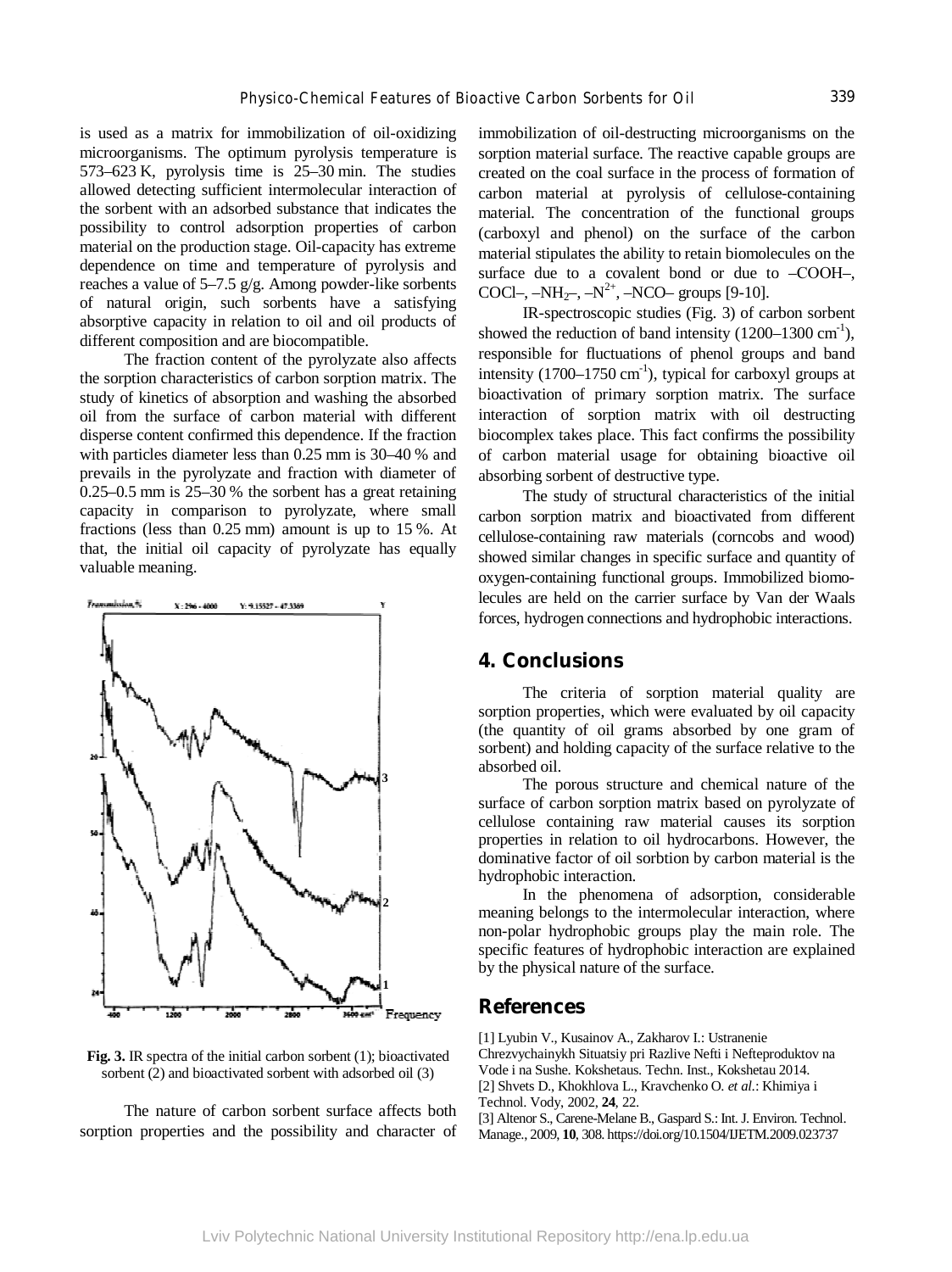is used as a matrix for immobilization of oil-oxidizing microorganisms. The optimum pyrolysis temperature is 573–623 K, pyrolysis time is 25–30 min. The studies allowed detecting sufficient intermolecular interaction of the sorbent with an adsorbed substance that indicates the possibility to control adsorption properties of carbon material on the production stage. Oil-capacity has extreme dependence on time and temperature of pyrolysis and reaches a value of 5–7.5 g/g. Among powder-like sorbents of natural origin, such sorbents have a satisfying absorptive capacity in relation to oil and oil products of different composition and are biocompatible.

The fraction content of the pyrolyzate also affects the sorption characteristics of carbon sorption matrix. The study of kinetics of absorption and washing the absorbed oil from the surface of carbon material with different disperse content confirmed this dependence. If the fraction with particles diameter less than 0.25 mm is 30–40 % and prevails in the pyrolyzate and fraction with diameter of 0.25–0.5 mm is 25–30 % the sorbent has a great retaining capacity in comparison to pyrolyzate, where small fractions (less than 0.25 mm) amount is up to 15 %. At that, the initial oil capacity of pyrolyzate has equally valuable meaning.

**Fig. 3.** IR spectra of the initial carbon sorbent (1); bioactivated sorbent (2) and bioactivated sorbent with adsorbed oil (3)

The nature of carbon sorbent surface affects both sorption properties and the possibility and character of immobilization of oil-destructing microorganisms on the sorption material surface. The reactive capable groups are created on the coal surface in the process of formation of carbon material at pyrolysis of cellulose-containing material. The concentration of the functional groups (carboxyl and phenol) on the surface of the carbon material stipulates the ability to retain biomolecules on the surface due to a covalent bond or due to –COOH–, COCl–, $–NH_2–$, $–N^{2+}$, –NCO– groups [9-10].

IR-spectroscopic studies (Fig. 3) of carbon sorbent showed the reduction of band intensity (1200–1300 $cm^{-1}$), responsible for fluctuations of phenol groups and band intensity (1700–1750 $cm^{-1}$), typical for carboxyl groups at bioactivation of primary sorption matrix. The surface interaction of sorption matrix with oil destructing biocomplex takes place. This fact confirms the possibility of carbon material usage for obtaining bioactive oil absorbing sorbent of destructive type.

The study of structural characteristics of the initial carbon sorption matrix and bioactivated from different cellulose-containing raw materials (corncobs and wood) showed similar changes in specific surface and quantity of oxygen-containing functional groups. Immobilized biomolecules are held on the carrier surface by Van der Waals forces, hydrogen connections and hydrophobic interactions.

## 4. Conclusions

The criteria of sorption material quality are sorption properties, which were evaluated by oil capacity (the quantity of oil grams absorbed by one gram of sorbent) and holding capacity of the surface relative to the absorbed oil.

The porous structure and chemical nature of the surface of carbon sorption matrix based on pyrolyzate of cellulose containing raw material causes its sorption properties in relation to oil hydrocarbons. However, the dominative factor of oil sorbtion by carbon material is the hydrophobic interaction.

In the phenomena of adsorption, considerable meaning belongs to the intermolecular interaction, where non-polar hydrophobic groups play the main role. The specific features of hydrophobic interaction are explained by the physical nature of the surface.

## References

[1] Lyubin V., Kusainov A., Zakharov I.: Ustranenie Chrezvychainykh Situatsiy pri Razlive Nefti i Nefteproduktov na Vode i na Sushe. Kokshetaus. Techn. Inst., Kokshetau 2014.
[2] Shvets D., Khokhlova L., Kravchenko O. *et al.*: Khimiya i Technol. Vody, 2002, **24**, 22.
[3] Altenor S., Carene-Melane B., Gaspard S.: Int. J. Environ. Technol. Manage., 2009, **10**, 308. https://doi.org/10.1504/IJETM.2009.023737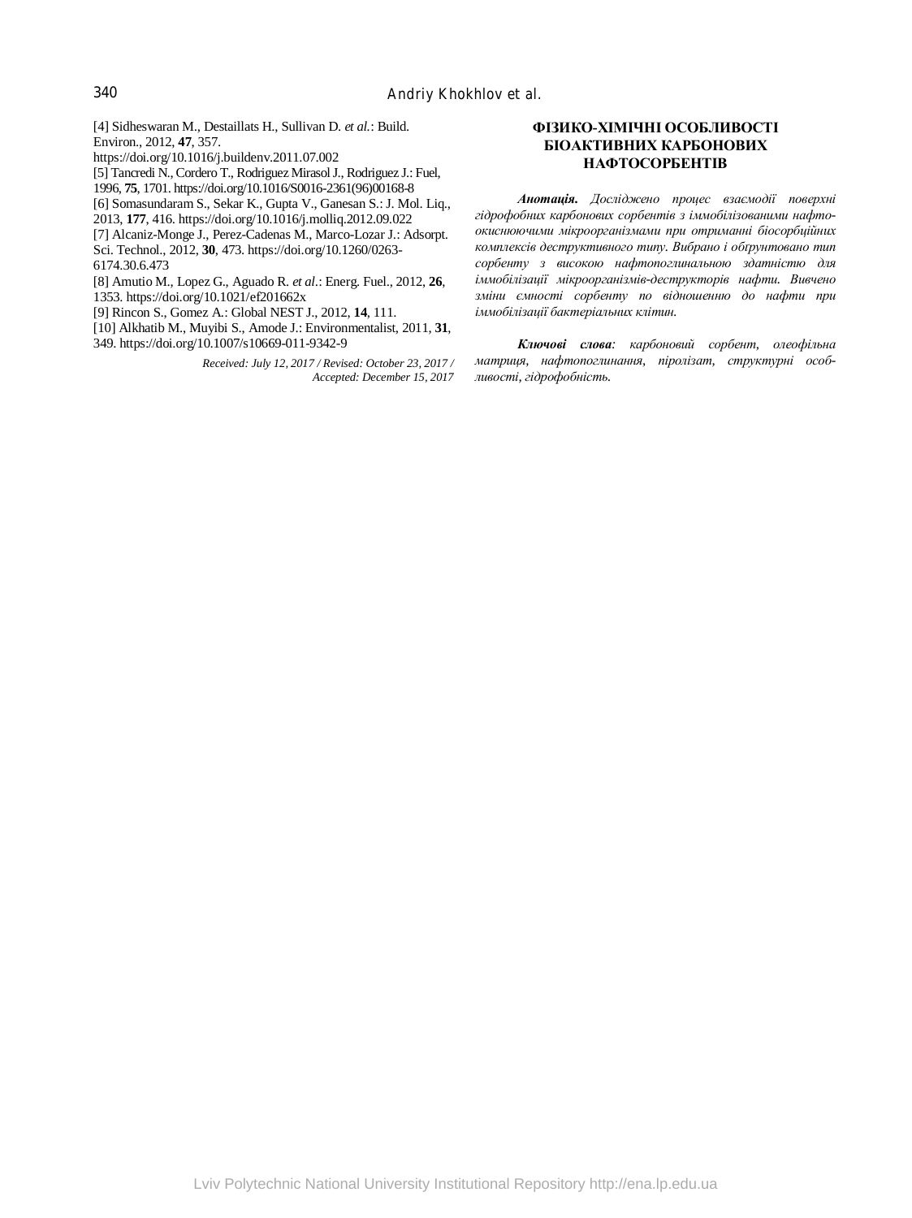[4] Sidheswaran M., Destaillats H., Sullivan D. *et al.*: Build. Environ., 2012, **47**, 357. https://doi.org/10.1016/j.buildenv.2011.07.002

[5] Tancredi N., Cordero T., Rodriguez Mirasol J., Rodriguez J.: Fuel, 1996, **75**, 1701. https://doi.org/10.1016/S0016-2361(96)00168-8

[6] Somasundaram S., Sekar K., Gupta V., Ganesan S.: J. Mol. Liq., 2013, **177**, 416. https://doi.org/10.1016/j.molliq.2012.09.022

[7] Alcaniz-Monge J., Perez-Cadenas M., Marco-Lozar J.: Adsorpt. Sci. Technol., 2012, **30**, 473. https://doi.org/10.1260/0263-6174.30.6.473

[8] Amutio M., Lopez G., Aguado R. *et al*.: Energ. Fuel., 2012, **26**, 1353. https://doi.org/10.1021/ef201662x

[9] Rincon S., Gomez A.: Global NEST J., 2012, **14**, 111.

[10] Alkhatib M., Muyibi S., Amode J.: Environmentalist, 2011, **31**, 349. https://doi.org/10.1007/s10669-011-9342-9

*Received: July 12, 2017 / Revised: October 23, 2017 / Accepted: December 15, 2017*

## ФІЗИКО-ХІМІЧНІ ОСОБЛИВОСТІ БІОАКТИВНИХ КАРБОНОВИХ НАФТОСОРБЕНТІВ

***Анотація.*** *Досліджено процес взаємодії поверхні гідрофобних карбонових сорбентів з іммобілізованими нафто-окиснюючими мікроорганізмами при отриманні біосорбційних комплексів деструктивного типу. Вибрано і обґрунтовано тип сорбенту з високою нафтопоглинальною здатністю для іммобілізації мікроорганізмів-деструкторів нафти. Вивчено зміни ємності сорбенту по відношенню до нафти при іммобілізації бактеріальних клітин.*

***Ключові слова****: карбоновий сорбент, олеофільна матриця, нафтопоглинання, піролізат, структурні особ-ливості, гідрофобність.*